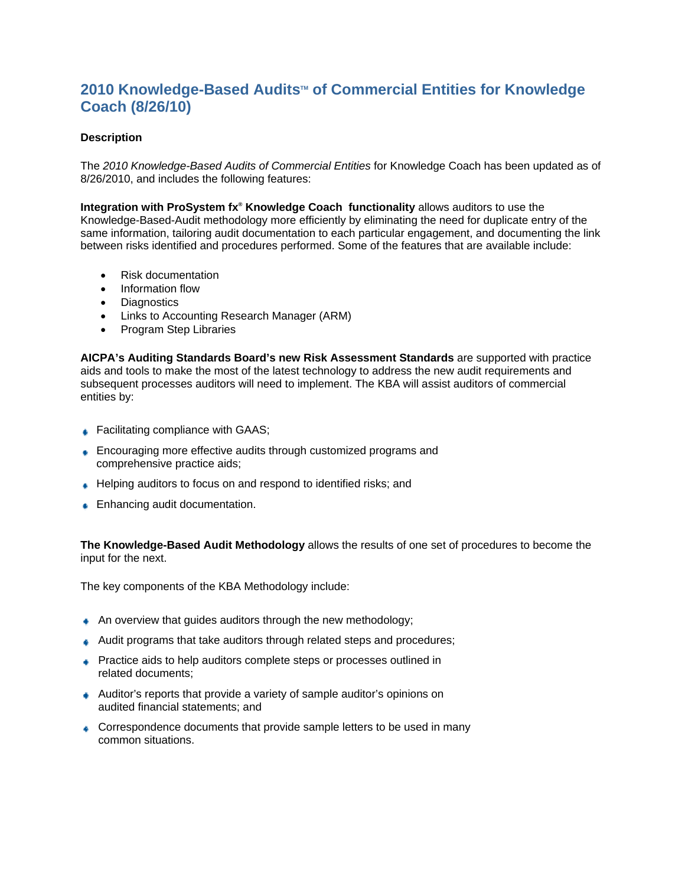# 2010 Knowledge-Based Audits™ of Commercial Entities for Knowledge Coach (8/26/10)

**Description**

The *2010 Knowledge-Based Audits of Commercial Entities* for Knowledge Coach has been updated as of 8/26/2010, and includes the following features:

**Integration with ProSystem fx® Knowledge Coach functionality** allows auditors to use the Knowledge-Based-Audit methodology more efficiently by eliminating the need for duplicate entry of the same information, tailoring audit documentation to each particular engagement, and documenting the link between risks identified and procedures performed. Some of the features that are available include:

- Risk documentation
- Information flow
- Diagnostics
- Links to Accounting Research Manager (ARM)
- Program Step Libraries

**AICPA's Auditing Standards Board's new Risk Assessment Standards** are supported with practice aids and tools to make the most of the latest technology to address the new audit requirements and subsequent processes auditors will need to implement. The KBA will assist auditors of commercial entities by:

- Facilitating compliance with GAAS;
- Encouraging more effective audits through customized programs and comprehensive practice aids;
- Helping auditors to focus on and respond to identified risks; and
- Enhancing audit documentation.

**The Knowledge-Based Audit Methodology** allows the results of one set of procedures to become the input for the next.

The key components of the KBA Methodology include:

- An overview that guides auditors through the new methodology;
- Audit programs that take auditors through related steps and procedures;
- Practice aids to help auditors complete steps or processes outlined in related documents;
- Auditor's reports that provide a variety of sample auditor's opinions on audited financial statements; and
- Correspondence documents that provide sample letters to be used in many common situations.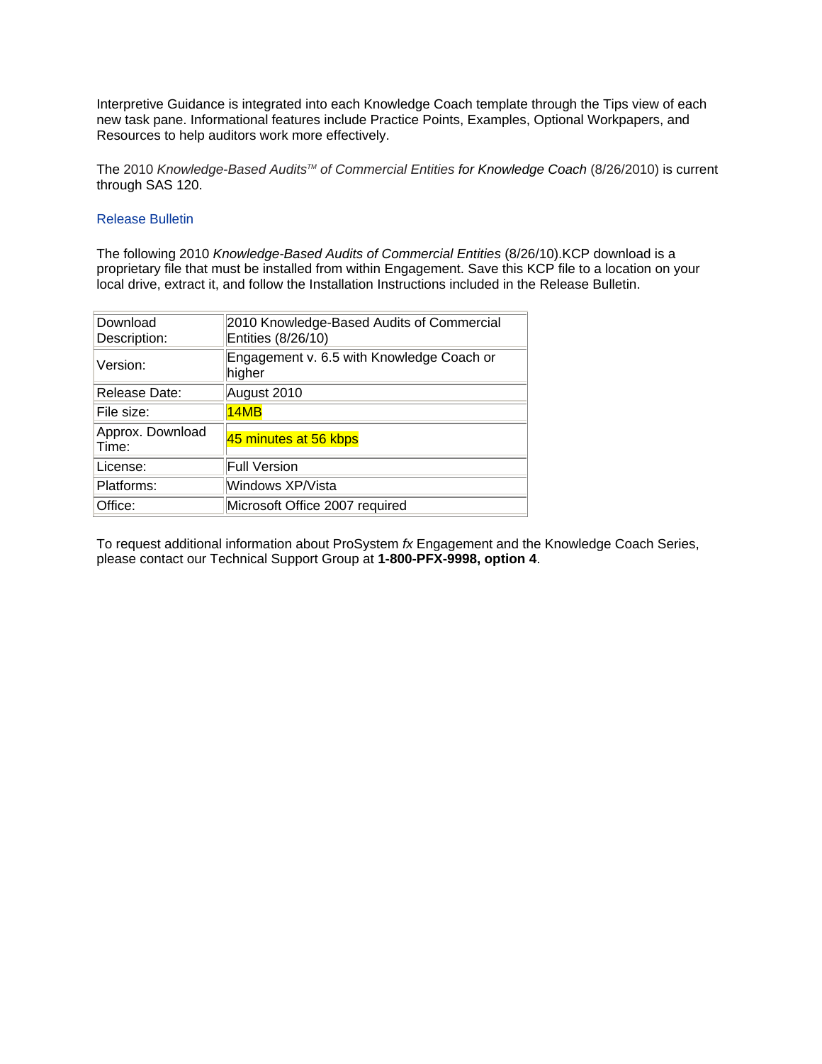Interpretive Guidance is integrated into each Knowledge Coach template through the Tips view of each new task pane. Informational features include Practice Points, Examples, Optional Workpapers, and Resources to help auditors work more effectively.

The 2010 *Knowledge-Based Audits™ of Commercial Entities for Knowledge Coach* (8/26/2010) is current through SAS 120.

Release Bulletin

The following 2010 *Knowledge-Based Audits of Commercial Entities* (8/26/10).KCP download is a proprietary file that must be installed from within Engagement. Save this KCP file to a location on your local drive, extract it, and follow the Installation Instructions included in the Release Bulletin.

| | |
|---|---|
| Download Description: | 2010 Knowledge-Based Audits of Commercial Entities (8/26/10) |
| Version: | Engagement v. 6.5 with Knowledge Coach or higher |
| Release Date: | August 2010 |
| File size: | 14MB |
| Approx. Download Time: | 45 minutes at 56 kbps |
| License: | Full Version |
| Platforms: | Windows XP/Vista |
| Office: | Microsoft Office 2007 required |

To request additional information about ProSystem *fx* Engagement and the Knowledge Coach Series, please contact our Technical Support Group at **1-800-PFX-9998, option 4**.